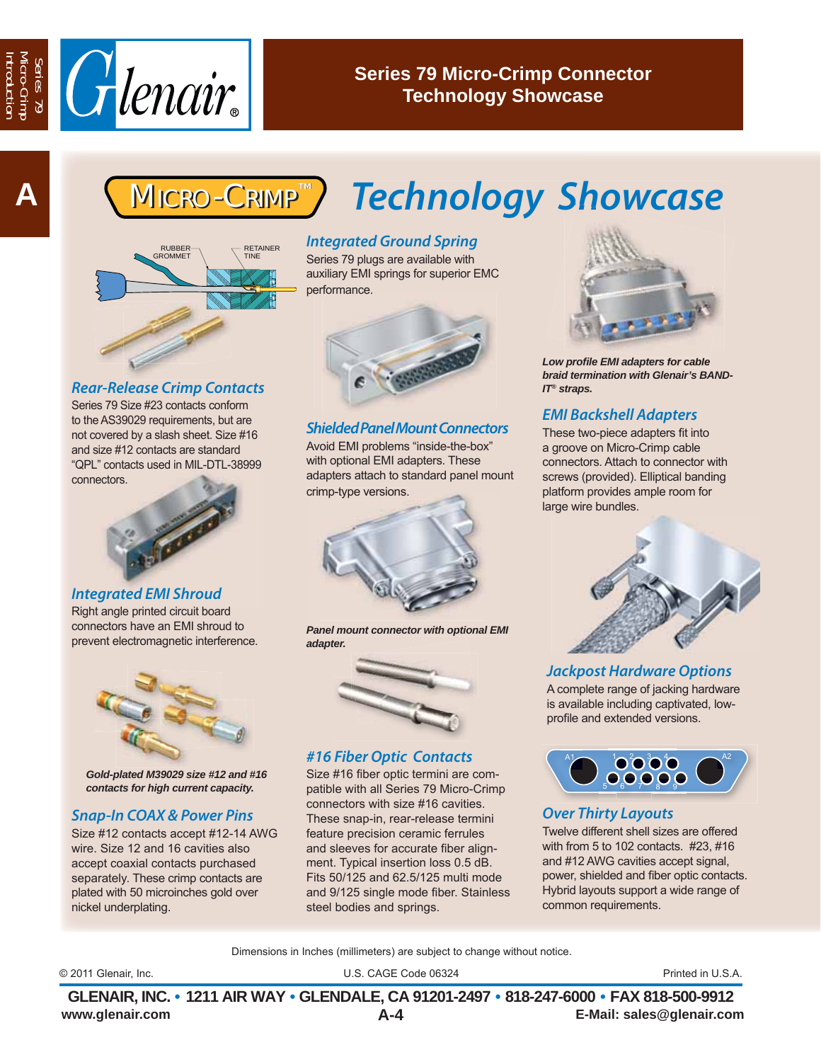# Series 79 Micro-Crimp Connector Technology Showcase

## MICRO-CRIMP™ Technology Showcase

RUBBER GROMMET

RETAINER TINE

### Rear-Release Crimp Contacts

Series 79 Size #23 contacts conform to the AS39029 requirements, but are not covered by a slash sheet. Size #16 and size #12 contacts are standard "QPL" contacts used in MIL-DTL-38999 connectors.

### Integrated EMI Shroud

Right angle printed circuit board connectors have an EMI shroud to prevent electromagnetic interference.

*Gold-plated M39029 size #12 and #16 contacts for high current capacity.*

### Snap-In COAX & Power Pins

Size #12 contacts accept #12-14 AWG wire. Size 12 and 16 cavities also accept coaxial contacts purchased separately. These crimp contacts are plated with 50 microinches gold over nickel underplating.

### Integrated Ground Spring

Series 79 plugs are available with auxiliary EMI springs for superior EMC performance.

### Shielded Panel Mount Connectors

Avoid EMI problems "inside-the-box" with optional EMI adapters. These adapters attach to standard panel mount crimp-type versions.

*Panel mount connector with optional EMI adapter.*

### #16 Fiber Optic Contacts

Size #16 fiber optic termini are compatible with all Series 79 Micro-Crimp connectors with size #16 cavities. These snap-in, rear-release termini feature precision ceramic ferrules and sleeves for accurate fiber alignment. Typical insertion loss 0.5 dB. Fits 50/125 and 62.5/125 multi mode and 9/125 single mode fiber. Stainless steel bodies and springs.

*Low profile EMI adapters for cable braid termination with Glenair's BAND-IT® straps.*

### EMI Backshell Adapters

These two-piece adapters fit into a groove on Micro-Crimp cable connectors. Attach to connector with screws (provided). Elliptical banding platform provides ample room for large wire bundles.

### Jackpost Hardware Options

A complete range of jacking hardware is available including captivated, low-profile and extended versions.

A1 1 2 3 4 A2 5 6 7 8 9

### Over Thirty Layouts

Twelve different shell sizes are offered with from 5 to 102 contacts. #23, #16 and #12 AWG cavities accept signal, power, shielded and fiber optic contacts. Hybrid layouts support a wide range of common requirements.

Dimensions in Inches (millimeters) are subject to change without notice.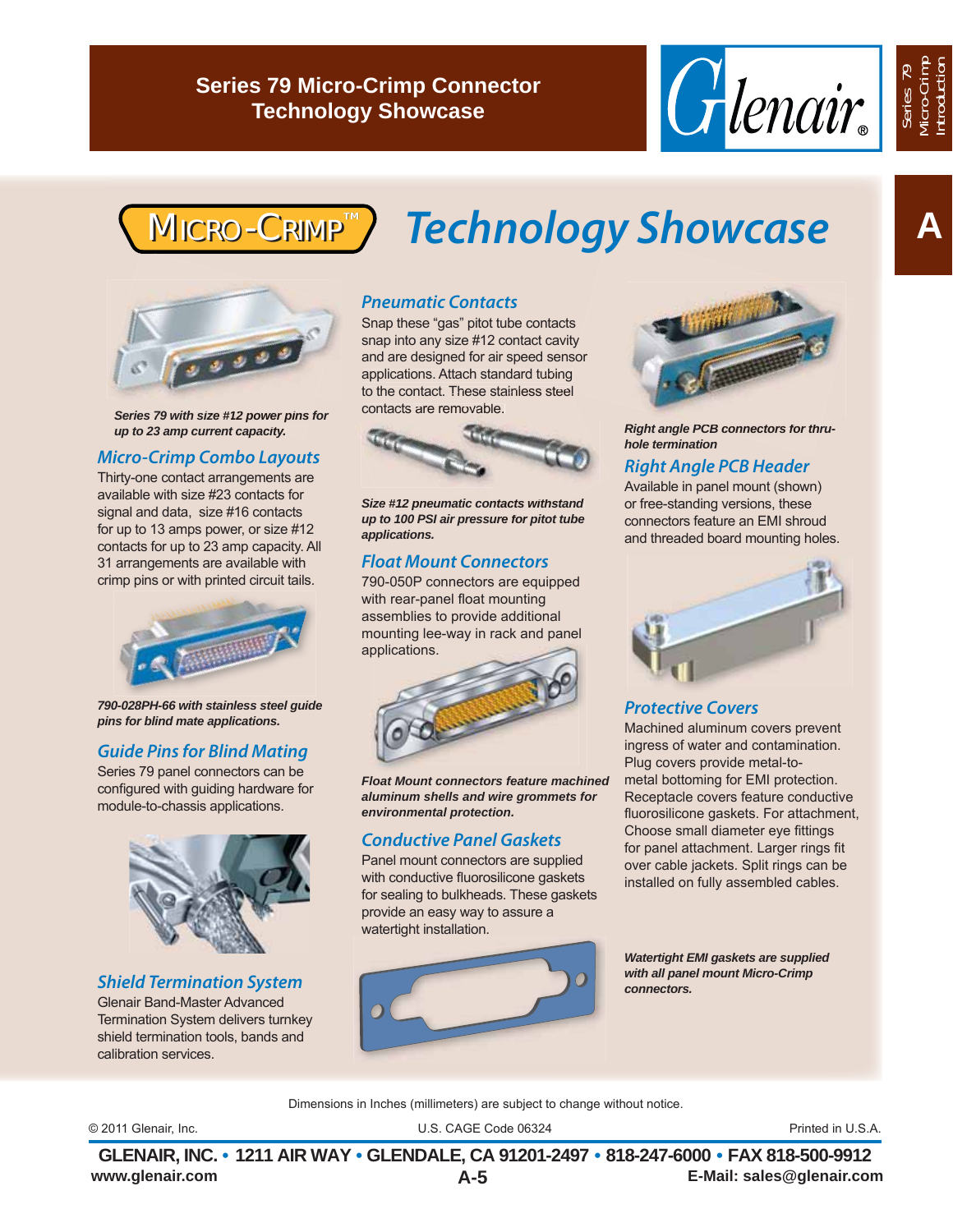# MICRO-CRIMP™ Technology Showcase

*Series 79 with size #12 power pins for up to 23 amp current capacity.*

## Micro-Crimp Combo Layouts

Thirty-one contact arrangements are available with size #23 contacts for signal and data, size #16 contacts for up to 13 amps power, or size #12 contacts for up to 23 amp capacity. All 31 arrangements are available with crimp pins or with printed circuit tails.

*790-028PH-66 with stainless steel guide pins for blind mate applications.*

## Guide Pins for Blind Mating

Series 79 panel connectors can be configured with guiding hardware for module-to-chassis applications.

## Shield Termination System

Glenair Band-Master Advanced Termination System delivers turnkey shield termination tools, bands and calibration services.

## Pneumatic Contacts

Snap these "gas" pitot tube contacts snap into any size #12 contact cavity and are designed for air speed sensor applications. Attach standard tubing to the contact. These stainless steel contacts are removable.

*Size #12 pneumatic contacts withstand up to 100 PSI air pressure for pitot tube applications.*

## Float Mount Connectors

790-050P connectors are equipped with rear-panel float mounting assemblies to provide additional mounting lee-way in rack and panel applications.

*Float Mount connectors feature machined aluminum shells and wire grommets for environmental protection.*

## Conductive Panel Gaskets

Panel mount connectors are supplied with conductive fluorosilicone gaskets for sealing to bulkheads. These gaskets provide an easy way to assure a watertight installation.

*Right angle PCB connectors for thru-hole termination*

## Right Angle PCB Header

Available in panel mount (shown) or free-standing versions, these connectors feature an EMI shroud and threaded board mounting holes.

## Protective Covers

Machined aluminum covers prevent ingress of water and contamination. Plug covers provide metal-to-metal bottoming for EMI protection. Receptacle covers feature conductive fluorosilicone gaskets. For attachment, Choose small diameter eye fittings for panel attachment. Larger rings fit over cable jackets. Split rings can be installed on fully assembled cables.

*Watertight EMI gaskets are supplied with all panel mount Micro-Crimp connectors.*

Dimensions in Inches (millimeters) are subject to change without notice.